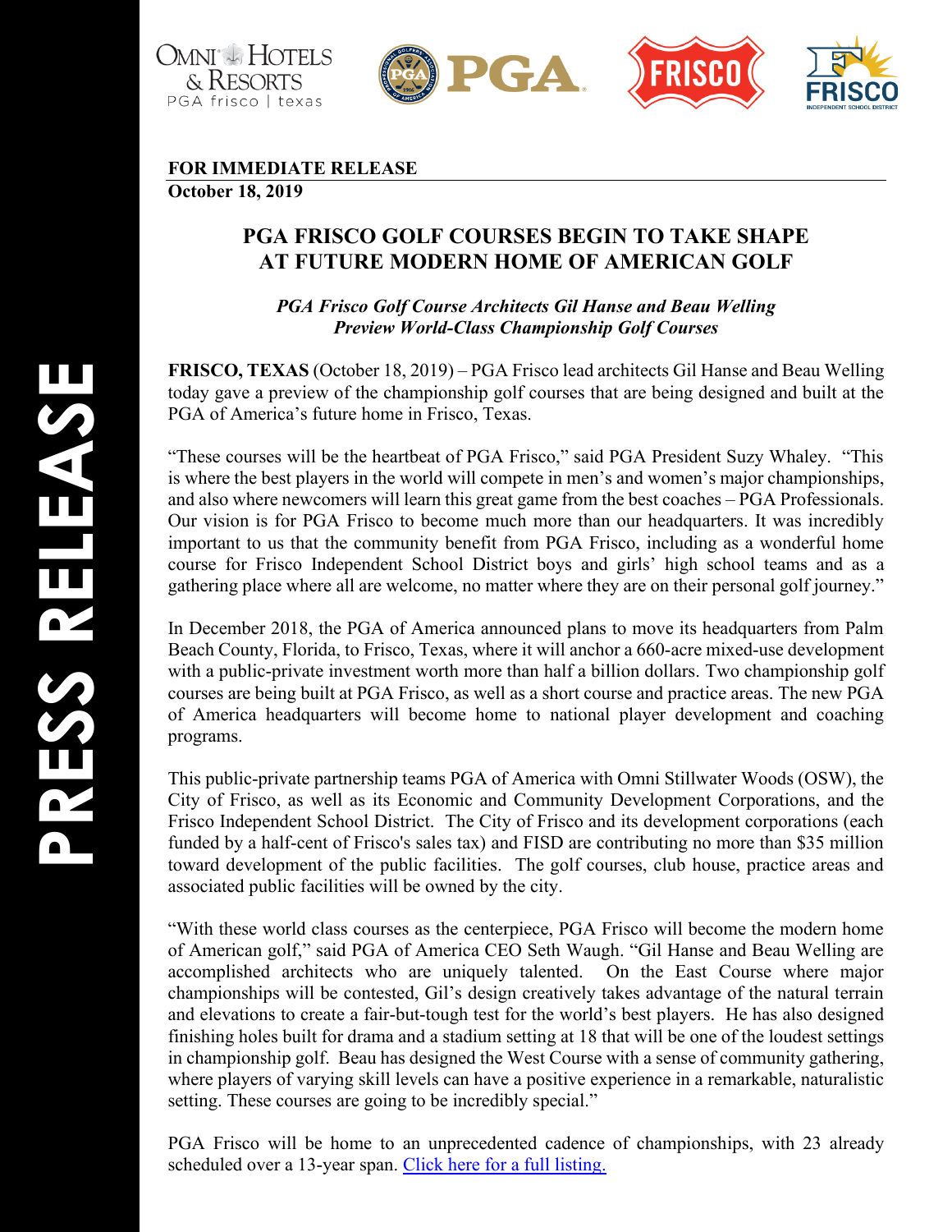**FOR IMMEDIATE RELEASE**
**October 18, 2019**

# PGA FRISCO GOLF COURSES BEGIN TO TAKE SHAPE AT FUTURE MODERN HOME OF AMERICAN GOLF

***PGA Frisco Golf Course Architects Gil Hanse and Beau Welling Preview World-Class Championship Golf Courses***

**FRISCO, TEXAS** (October 18, 2019) – PGA Frisco lead architects Gil Hanse and Beau Welling today gave a preview of the championship golf courses that are being designed and built at the PGA of America's future home in Frisco, Texas.

"These courses will be the heartbeat of PGA Frisco," said PGA President Suzy Whaley. "This is where the best players in the world will compete in men's and women's major championships, and also where newcomers will learn this great game from the best coaches – PGA Professionals. Our vision is for PGA Frisco to become much more than our headquarters. It was incredibly important to us that the community benefit from PGA Frisco, including as a wonderful home course for Frisco Independent School District boys and girls' high school teams and as a gathering place where all are welcome, no matter where they are on their personal golf journey."

In December 2018, the PGA of America announced plans to move its headquarters from Palm Beach County, Florida, to Frisco, Texas, where it will anchor a 660-acre mixed-use development with a public-private investment worth more than half a billion dollars. Two championship golf courses are being built at PGA Frisco, as well as a short course and practice areas. The new PGA of America headquarters will become home to national player development and coaching programs.

This public-private partnership teams PGA of America with Omni Stillwater Woods (OSW), the City of Frisco, as well as its Economic and Community Development Corporations, and the Frisco Independent School District. The City of Frisco and its development corporations (each funded by a half-cent of Frisco's sales tax) and FISD are contributing no more than $35 million toward development of the public facilities. The golf courses, club house, practice areas and associated public facilities will be owned by the city.

"With these world class courses as the centerpiece, PGA Frisco will become the modern home of American golf," said PGA of America CEO Seth Waugh. "Gil Hanse and Beau Welling are accomplished architects who are uniquely talented. On the East Course where major championships will be contested, Gil's design creatively takes advantage of the natural terrain and elevations to create a fair-but-tough test for the world's best players. He has also designed finishing holes built for drama and a stadium setting at 18 that will be one of the loudest settings in championship golf. Beau has designed the West Course with a sense of community gathering, where players of varying skill levels can have a positive experience in a remarkable, naturalistic setting. These courses are going to be incredibly special."

PGA Frisco will be home to an unprecedented cadence of championships, with 23 already scheduled over a 13-year span. Click here for a full listing.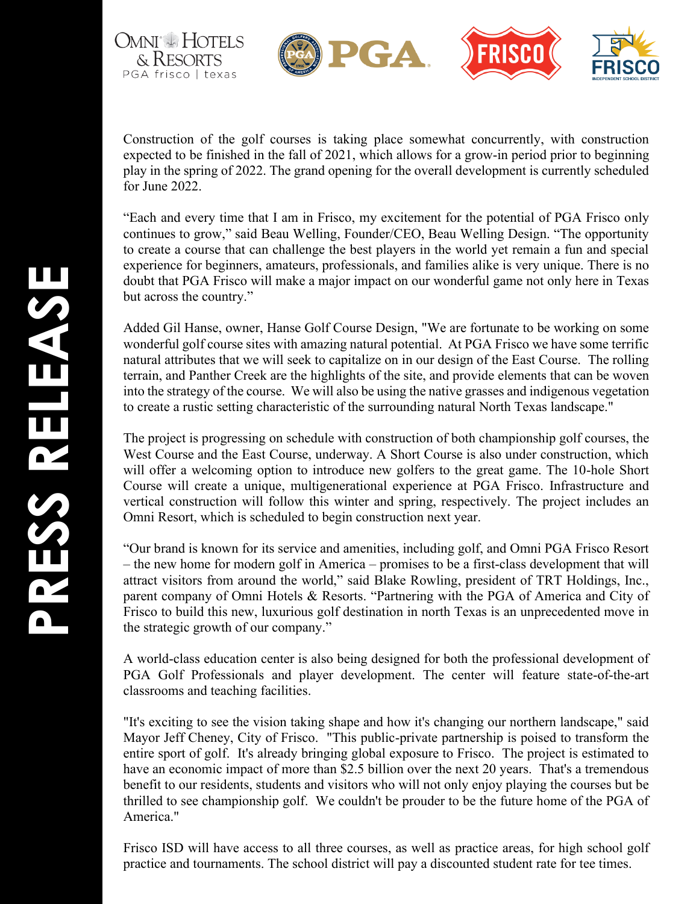Construction of the golf courses is taking place somewhat concurrently, with construction expected to be finished in the fall of 2021, which allows for a grow-in period prior to beginning play in the spring of 2022. The grand opening for the overall development is currently scheduled for June 2022.

“Each and every time that I am in Frisco, my excitement for the potential of PGA Frisco only continues to grow,” said Beau Welling, Founder/CEO, Beau Welling Design. “The opportunity to create a course that can challenge the best players in the world yet remain a fun and special experience for beginners, amateurs, professionals, and families alike is very unique. There is no doubt that PGA Frisco will make a major impact on our wonderful game not only here in Texas but across the country.”

Added Gil Hanse, owner, Hanse Golf Course Design, "We are fortunate to be working on some wonderful golf course sites with amazing natural potential. At PGA Frisco we have some terrific natural attributes that we will seek to capitalize on in our design of the East Course. The rolling terrain, and Panther Creek are the highlights of the site, and provide elements that can be woven into the strategy of the course. We will also be using the native grasses and indigenous vegetation to create a rustic setting characteristic of the surrounding natural North Texas landscape."

The project is progressing on schedule with construction of both championship golf courses, the West Course and the East Course, underway. A Short Course is also under construction, which will offer a welcoming option to introduce new golfers to the great game. The 10-hole Short Course will create a unique, multigenerational experience at PGA Frisco. Infrastructure and vertical construction will follow this winter and spring, respectively. The project includes an Omni Resort, which is scheduled to begin construction next year.

“Our brand is known for its service and amenities, including golf, and Omni PGA Frisco Resort – the new home for modern golf in America – promises to be a first-class development that will attract visitors from around the world,” said Blake Rowling, president of TRT Holdings, Inc., parent company of Omni Hotels & Resorts. “Partnering with the PGA of America and City of Frisco to build this new, luxurious golf destination in north Texas is an unprecedented move in the strategic growth of our company.”

A world-class education center is also being designed for both the professional development of PGA Golf Professionals and player development. The center will feature state-of-the-art classrooms and teaching facilities.

"It's exciting to see the vision taking shape and how it's changing our northern landscape," said Mayor Jeff Cheney, City of Frisco. "This public-private partnership is poised to transform the entire sport of golf. It's already bringing global exposure to Frisco. The project is estimated to have an economic impact of more than $2.5 billion over the next 20 years. That's a tremendous benefit to our residents, students and visitors who will not only enjoy playing the courses but be thrilled to see championship golf. We couldn't be prouder to be the future home of the PGA of America."

Frisco ISD will have access to all three courses, as well as practice areas, for high school golf practice and tournaments. The school district will pay a discounted student rate for tee times.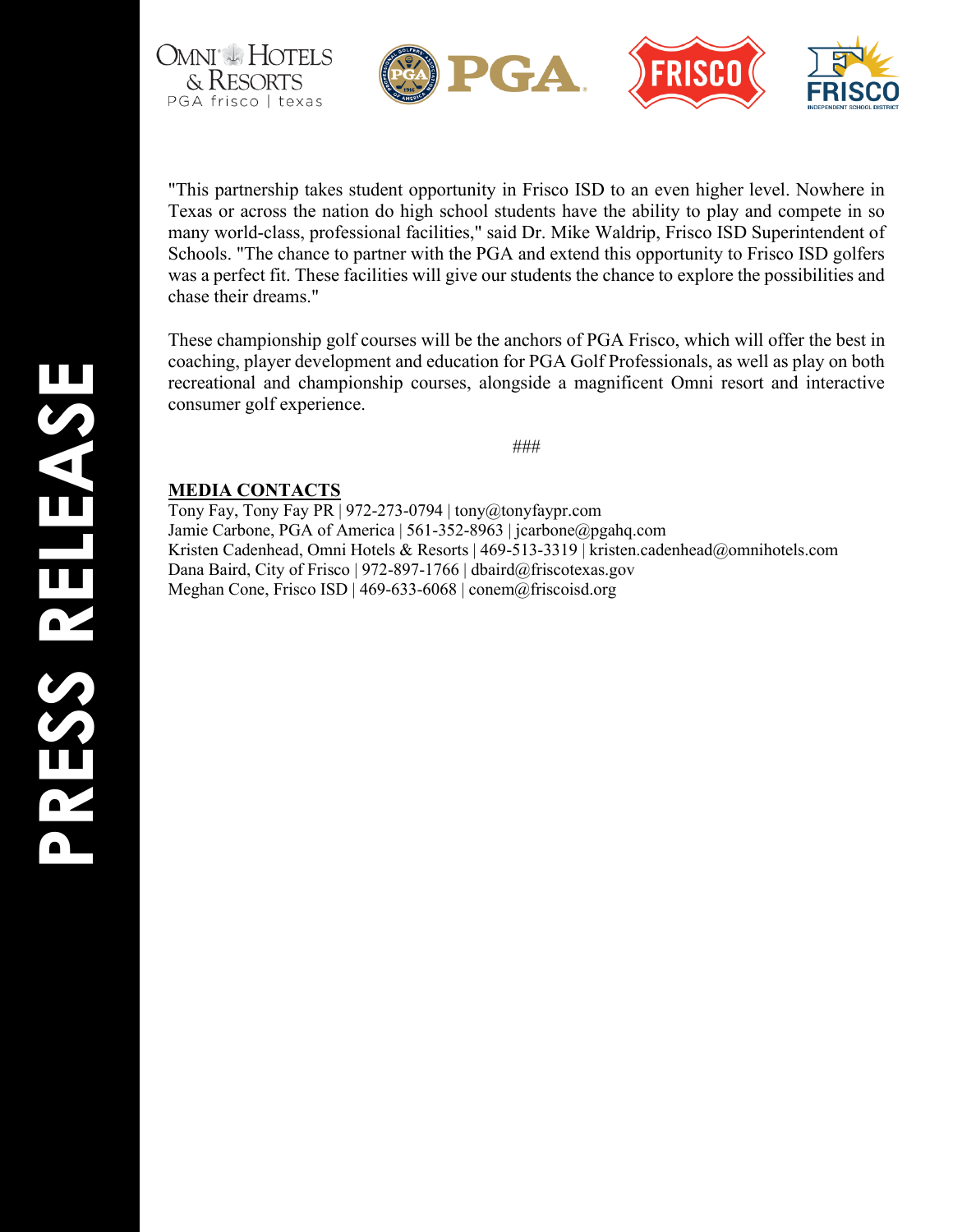"This partnership takes student opportunity in Frisco ISD to an even higher level. Nowhere in Texas or across the nation do high school students have the ability to play and compete in so many world-class, professional facilities," said Dr. Mike Waldrip, Frisco ISD Superintendent of Schools. "The chance to partner with the PGA and extend this opportunity to Frisco ISD golfers was a perfect fit. These facilities will give our students the chance to explore the possibilities and chase their dreams."

These championship golf courses will be the anchors of PGA Frisco, which will offer the best in coaching, player development and education for PGA Golf Professionals, as well as play on both recreational and championship courses, alongside a magnificent Omni resort and interactive consumer golf experience.

###

**MEDIA CONTACTS**

Tony Fay, Tony Fay PR | 972-273-0794 | tony@tonyfaypr.com
Jamie Carbone, PGA of America | 561-352-8963 | jcarbone@pgahq.com
Kristen Cadenhead, Omni Hotels & Resorts | 469-513-3319 | kristen.cadenhead@omnihotels.com
Dana Baird, City of Frisco | 972-897-1766 | dbaird@friscotexas.gov
Meghan Cone, Frisco ISD | 469-633-6068 | conem@friscoisd.org